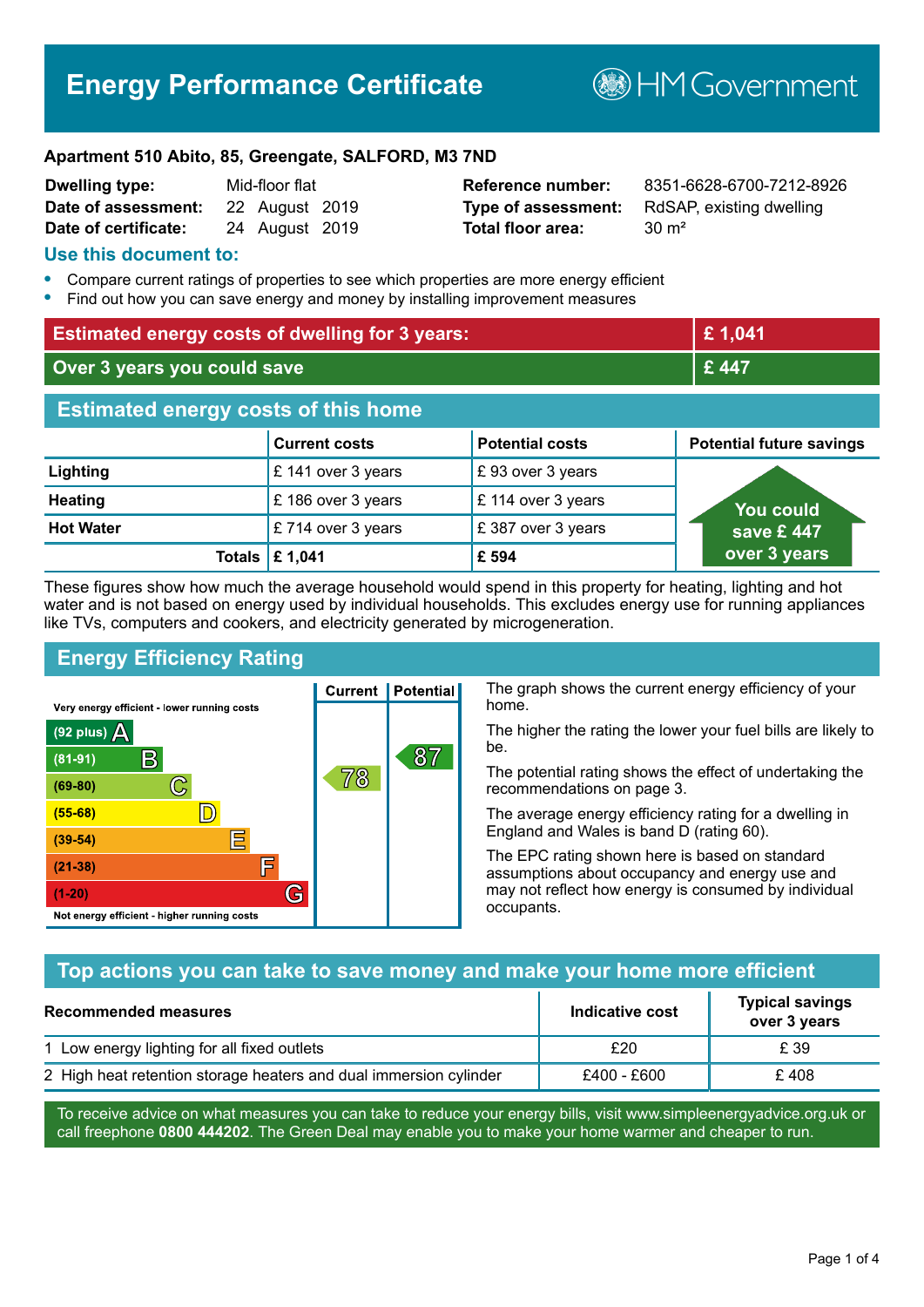# Energy Performance Certificate

HM Government

**Apartment 510 Abito, 85, Greengate, SALFORD, M3 7ND**

| | | | |
|---|---|---|---|
| **Dwelling type:** | Mid-floor flat | **Reference number:** | 8351-6628-6700-7212-8926 |
| **Date of assessment:** | 22 August 2019 | **Type of assessment:** | RdSAP, existing dwelling |
| **Date of certificate:** | 24 August 2019 | **Total floor area:** | 30 m² |

## Use this document to:

- Compare current ratings of properties to see which properties are more energy efficient
- Find out how you can save energy and money by installing improvement measures

| | |
|---|---|
| **Estimated energy costs of dwelling for 3 years:** | **£ 1,041** |
| **Over 3 years you could save** | **£ 447** |

## Estimated energy costs of this home

| | Current costs | Potential costs | Potential future savings |
|---|---|---|---|
| **Lighting** | £ 141 over 3 years | £ 93 over 3 years | You could save £ 447 over 3 years |
| **Heating** | £ 186 over 3 years | £ 114 over 3 years | |
| **Hot Water** | £ 714 over 3 years | £ 387 over 3 years | |
| **Totals** | **£ 1,041** | **£ 594** | |

These figures show how much the average household would spend in this property for heating, lighting and hot water and is not based on energy used by individual households. This excludes energy use for running appliances like TVs, computers and cookers, and electricity generated by microgeneration.

## Energy Efficiency Rating

| Rating band | Current | Potential |
|---|---|---|
| Very energy efficient - lower running costs | | |
| (92 plus) A | | |
| (81-91) B | | 87 |
| (69-80) C | 78 | |
| (55-68) D | | |
| (39-54) E | | |
| (21-38) F | | |
| (1-20) G | | |
| Not energy efficient - higher running costs | | |

The graph shows the current energy efficiency of your home.

The higher the rating the lower your fuel bills are likely to be.

The potential rating shows the effect of undertaking the recommendations on page 3.

The average energy efficiency rating for a dwelling in England and Wales is band D (rating 60).

The EPC rating shown here is based on standard assumptions about occupancy and energy use and may not reflect how energy is consumed by individual occupants.

## Top actions you can take to save money and make your home more efficient

| Recommended measures | Indicative cost | Typical savings over 3 years |
|---|---|---|
| 1 Low energy lighting for all fixed outlets | £20 | £ 39 |
| 2 High heat retention storage heaters and dual immersion cylinder | £400 - £600 | £ 408 |

To receive advice on what measures you can take to reduce your energy bills, visit www.simpleenergyadvice.org.uk or call freephone **0800 444202**. The Green Deal may enable you to make your home warmer and cheaper to run.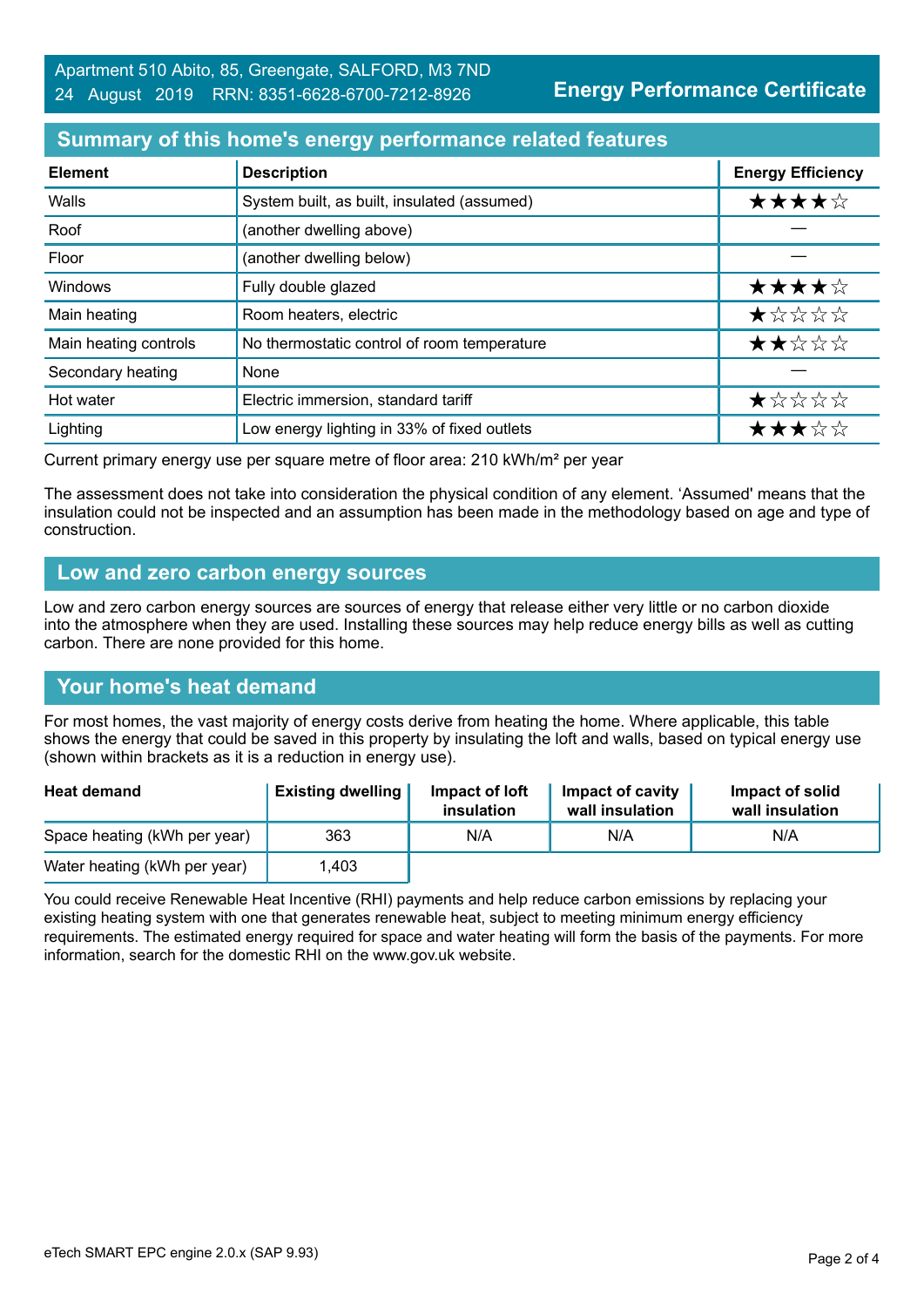Apartment 510 Abito, 85, Greengate, SALFORD, M3 7ND
24 August 2019 RRN: 8351-6628-6700-7212-8926

**Energy Performance Certificate**

## Summary of this home's energy performance related features

| Element | Description | Energy Efficiency |
| --- | --- | --- |
| Walls | System built, as built, insulated (assumed) | ★★★★☆ |
| Roof | (another dwelling above) | — |
| Floor | (another dwelling below) | — |
| Windows | Fully double glazed | ★★★★☆ |
| Main heating | Room heaters, electric | ★☆☆☆☆ |
| Main heating controls | No thermostatic control of room temperature | ★★☆☆☆ |
| Secondary heating | None | — |
| Hot water | Electric immersion, standard tariff | ★☆☆☆☆ |
| Lighting | Low energy lighting in 33% of fixed outlets | ★★★☆☆ |

Current primary energy use per square metre of floor area: 210 kWh/m² per year

The assessment does not take into consideration the physical condition of any element. 'Assumed' means that the insulation could not be inspected and an assumption has been made in the methodology based on age and type of construction.

## Low and zero carbon energy sources

Low and zero carbon energy sources are sources of energy that release either very little or no carbon dioxide into the atmosphere when they are used. Installing these sources may help reduce energy bills as well as cutting carbon. There are none provided for this home.

## Your home's heat demand

For most homes, the vast majority of energy costs derive from heating the home. Where applicable, this table shows the energy that could be saved in this property by insulating the loft and walls, based on typical energy use (shown within brackets as it is a reduction in energy use).

| Heat demand | Existing dwelling | Impact of loft insulation | Impact of cavity wall insulation | Impact of solid wall insulation |
| --- | --- | --- | --- | --- |
| Space heating (kWh per year) | 363 | N/A | N/A | N/A |
| Water heating (kWh per year) | 1,403 | | | |

You could receive Renewable Heat Incentive (RHI) payments and help reduce carbon emissions by replacing your existing heating system with one that generates renewable heat, subject to meeting minimum energy efficiency requirements. The estimated energy required for space and water heating will form the basis of the payments. For more information, search for the domestic RHI on the www.gov.uk website.

eTech SMART EPC engine 2.0.x (SAP 9.93)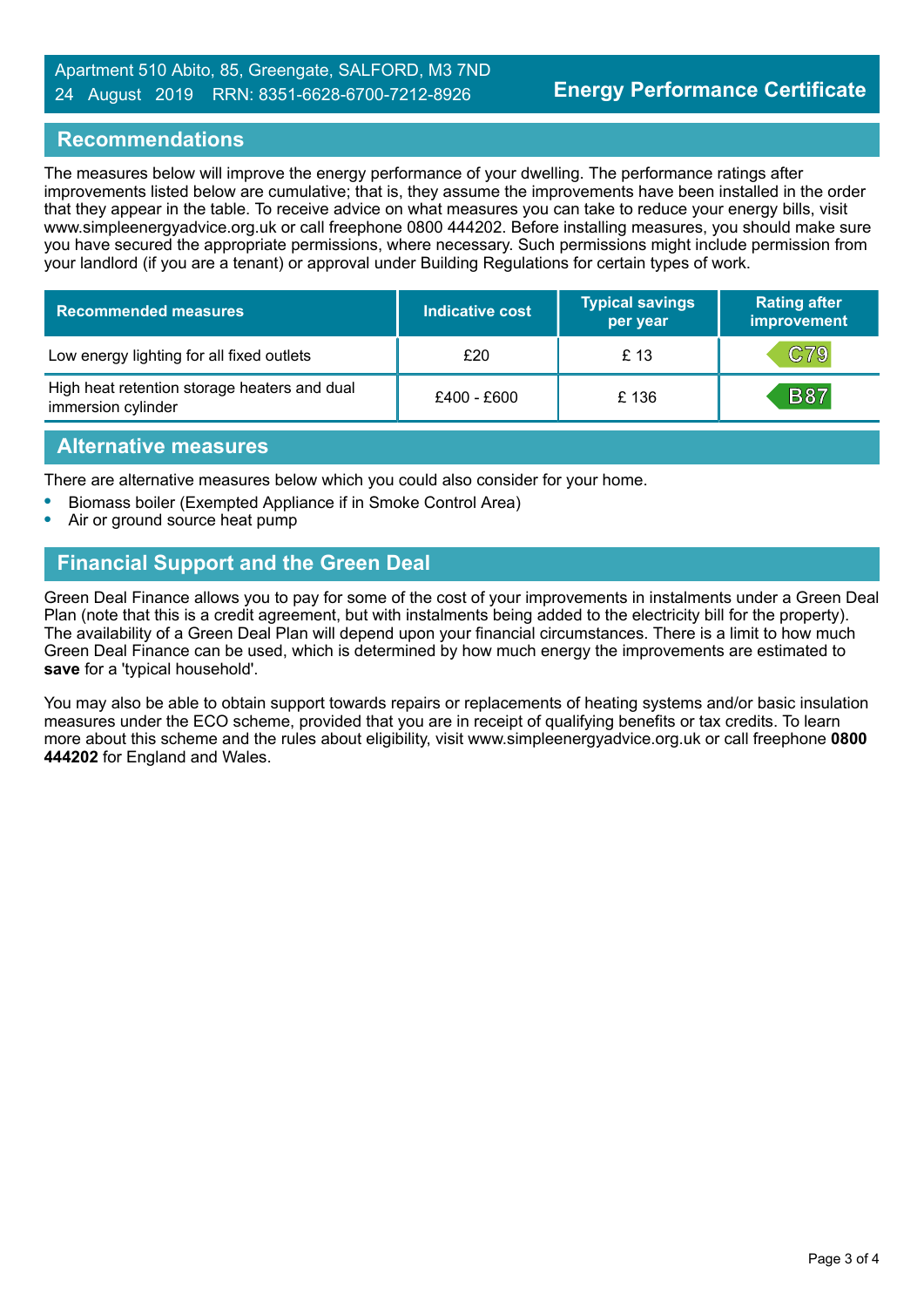Apartment 510 Abito, 85, Greengate, SALFORD, M3 7ND
24 August 2019 RRN: 8351-6628-6700-7212-8926

**Energy Performance Certificate**

## Recommendations

The measures below will improve the energy performance of your dwelling. The performance ratings after improvements listed below are cumulative; that is, they assume the improvements have been installed in the order that they appear in the table. To receive advice on what measures you can take to reduce your energy bills, visit www.simpleenergyadvice.org.uk or call freephone 0800 444202. Before installing measures, you should make sure you have secured the appropriate permissions, where necessary. Such permissions might include permission from your landlord (if you are a tenant) or approval under Building Regulations for certain types of work.

| Recommended measures | Indicative cost | Typical savings per year | Rating after improvement |
|---|---|---|---|
| Low energy lighting for all fixed outlets | £20 | £ 13 | C79 |
| High heat retention storage heaters and dual immersion cylinder | £400 - £600 | £ 136 | B87 |

## Alternative measures

There are alternative measures below which you could also consider for your home.

- Biomass boiler (Exempted Appliance if in Smoke Control Area)
- Air or ground source heat pump

## Financial Support and the Green Deal

Green Deal Finance allows you to pay for some of the cost of your improvements in instalments under a Green Deal Plan (note that this is a credit agreement, but with instalments being added to the electricity bill for the property). The availability of a Green Deal Plan will depend upon your financial circumstances. There is a limit to how much Green Deal Finance can be used, which is determined by how much energy the improvements are estimated to **save** for a 'typical household'.

You may also be able to obtain support towards repairs or replacements of heating systems and/or basic insulation measures under the ECO scheme, provided that you are in receipt of qualifying benefits or tax credits. To learn more about this scheme and the rules about eligibility, visit www.simpleenergyadvice.org.uk or call freephone **0800 444202** for England and Wales.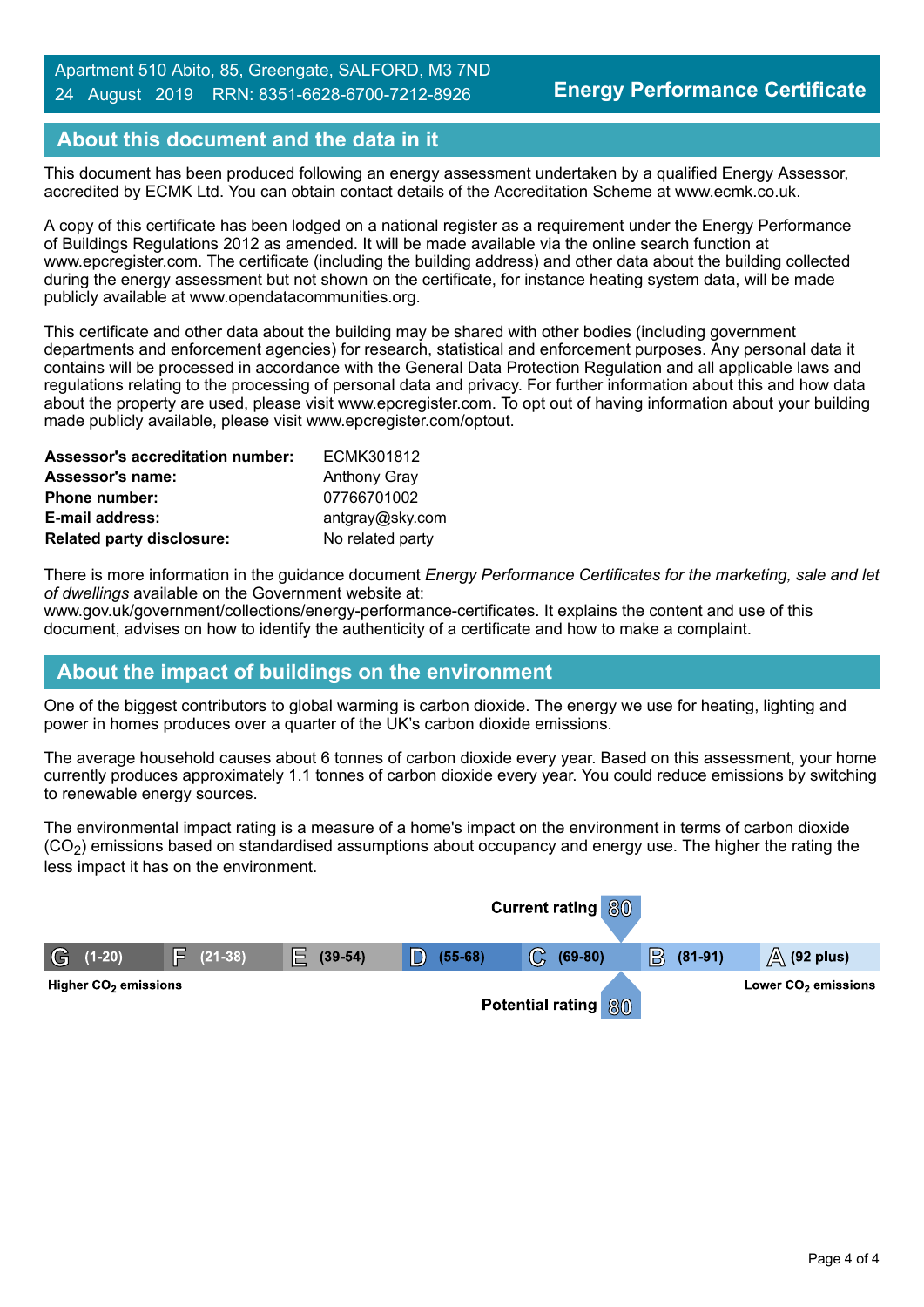Apartment 510 Abito, 85, Greengate, SALFORD, M3 7ND
24 August 2019 RRN: 8351-6628-6700-7212-8926

**Energy Performance Certificate**

## About this document and the data in it

This document has been produced following an energy assessment undertaken by a qualified Energy Assessor, accredited by ECMK Ltd. You can obtain contact details of the Accreditation Scheme at www.ecmk.co.uk.

A copy of this certificate has been lodged on a national register as a requirement under the Energy Performance of Buildings Regulations 2012 as amended. It will be made available via the online search function at www.epcregister.com. The certificate (including the building address) and other data about the building collected during the energy assessment but not shown on the certificate, for instance heating system data, will be made publicly available at www.opendatacommunities.org.

This certificate and other data about the building may be shared with other bodies (including government departments and enforcement agencies) for research, statistical and enforcement purposes. Any personal data it contains will be processed in accordance with the General Data Protection Regulation and all applicable laws and regulations relating to the processing of personal data and privacy. For further information about this and how data about the property are used, please visit www.epcregister.com. To opt out of having information about your building made publicly available, please visit www.epcregister.com/optout.

| | |
|---|---|
| **Assessor's accreditation number:** | ECMK301812 |
| **Assessor's name:** | Anthony Gray |
| **Phone number:** | 07766701002 |
| **E-mail address:** | antgray@sky.com |
| **Related party disclosure:** | No related party |

There is more information in the guidance document *Energy Performance Certificates for the marketing, sale and let of dwellings* available on the Government website at: www.gov.uk/government/collections/energy-performance-certificates. It explains the content and use of this document, advises on how to identify the authenticity of a certificate and how to make a complaint.

## About the impact of buildings on the environment

One of the biggest contributors to global warming is carbon dioxide. The energy we use for heating, lighting and power in homes produces over a quarter of the UK's carbon dioxide emissions.

The average household causes about 6 tonnes of carbon dioxide every year. Based on this assessment, your home currently produces approximately 1.1 tonnes of carbon dioxide every year. You could reduce emissions by switching to renewable energy sources.

The environmental impact rating is a measure of a home's impact on the environment in terms of carbon dioxide ($CO_2$) emissions based on standardised assumptions about occupancy and energy use. The higher the rating the less impact it has on the environment.

Current rating 80

G (1-20) F (21-38) E (39-54) D (55-68) C (69-80) B (81-91) A (92 plus)

Higher $CO_2$ emissions

Lower $CO_2$ emissions

Potential rating 80